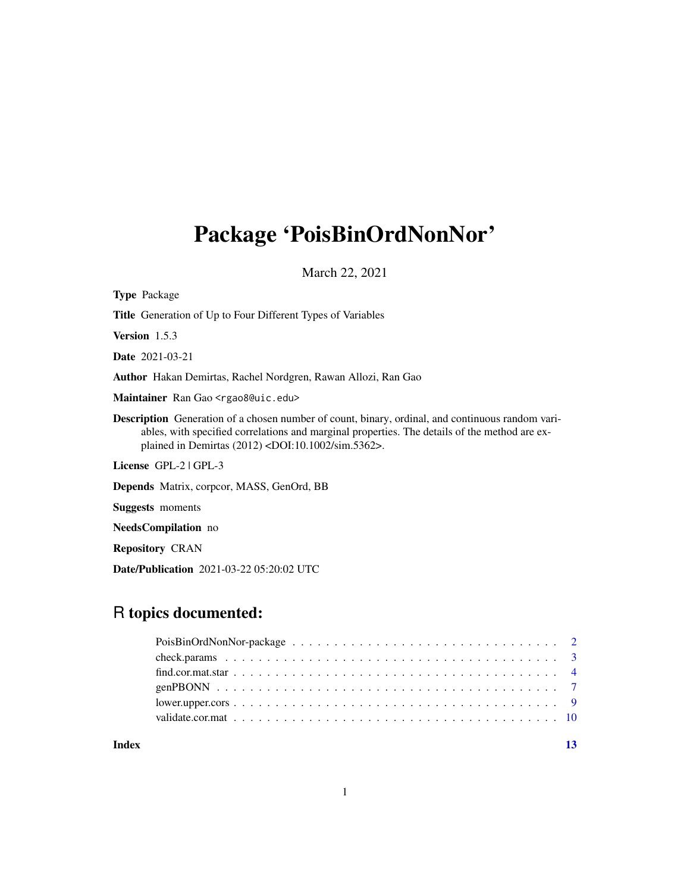# Package 'PoisBinOrdNonNor'

March 22, 2021

**Type** Package

**Title** Generation of Up to Four Different Types of Variables

**Version** 1.5.3

**Date** 2021-03-21

**Author** Hakan Demirtas, Rachel Nordgren, Rawan Allozi, Ran Gao

**Maintainer** Ran Gao <rgao8@uic.edu>

**Description** Generation of a chosen number of count, binary, ordinal, and continuous random variables, with specified correlations and marginal properties. The details of the method are explained in Demirtas (2012) <DOI:10.1002/sim.5362>.

**License** GPL-2 | GPL-3

**Depends** Matrix, corpcor, MASS, GenOrd, BB

**Suggests** moments

**NeedsCompilation** no

**Repository** CRAN

**Date/Publication** 2021-03-22 05:20:02 UTC

## R topics documented:

| | |
|---|---|
| PoisBinOrdNonNor-package | 2 |
| check.params | 3 |
| find.cor.mat.star | 4 |
| genPBONN | 7 |
| lower.upper.cors | 9 |
| validate.cor.mat | 10 |
| **Index** | **13** |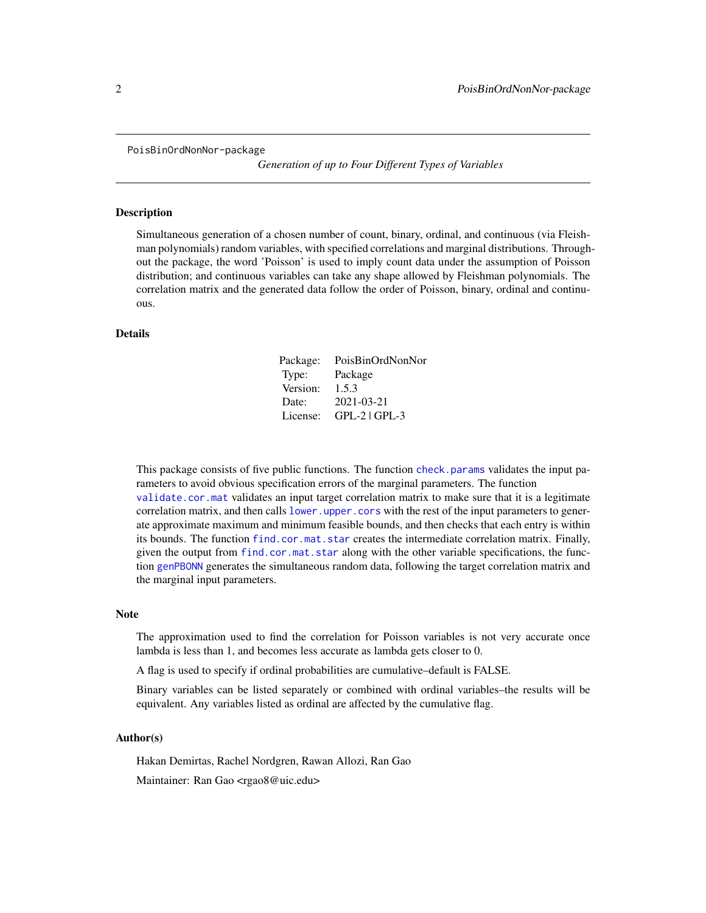PoisBinOrdNonNor-package

*Generation of up to Four Different Types of Variables*

## Description

Simultaneous generation of a chosen number of count, binary, ordinal, and continuous (via Fleishman polynomials) random variables, with specified correlations and marginal distributions. Throughout the package, the word 'Poisson' is used to imply count data under the assumption of Poisson distribution; and continuous variables can take any shape allowed by Fleishman polynomials. The correlation matrix and the generated data follow the order of Poisson, binary, ordinal and continuous.

## Details

| | |
|---|---|
| Package: | PoisBinOrdNonNor |
| Type: | Package |
| Version: | 1.5.3 |
| Date: | 2021-03-21 |
| License: | GPL-2 \| GPL-3 |

This package consists of five public functions. The function `check.params` validates the input parameters to avoid obvious specification errors of the marginal parameters. The function `validate.cor.mat` validates an input target correlation matrix to make sure that it is a legitimate correlation matrix, and then calls `lower.upper.cors` with the rest of the input parameters to generate approximate maximum and minimum feasible bounds, and then checks that each entry is within its bounds. The function `find.cor.mat.star` creates the intermediate correlation matrix. Finally, given the output from `find.cor.mat.star` along with the other variable specifications, the function `genPBONN` generates the simultaneous random data, following the target correlation matrix and the marginal input parameters.

## Note

The approximation used to find the correlation for Poisson variables is not very accurate once lambda is less than 1, and becomes less accurate as lambda gets closer to 0.

A flag is used to specify if ordinal probabilities are cumulative–default is FALSE.

Binary variables can be listed separately or combined with ordinal variables–the results will be equivalent. Any variables listed as ordinal are affected by the cumulative flag.

## Author(s)

Hakan Demirtas, Rachel Nordgren, Rawan Allozi, Ran Gao

Maintainer: Ran Gao <rgao8@uic.edu>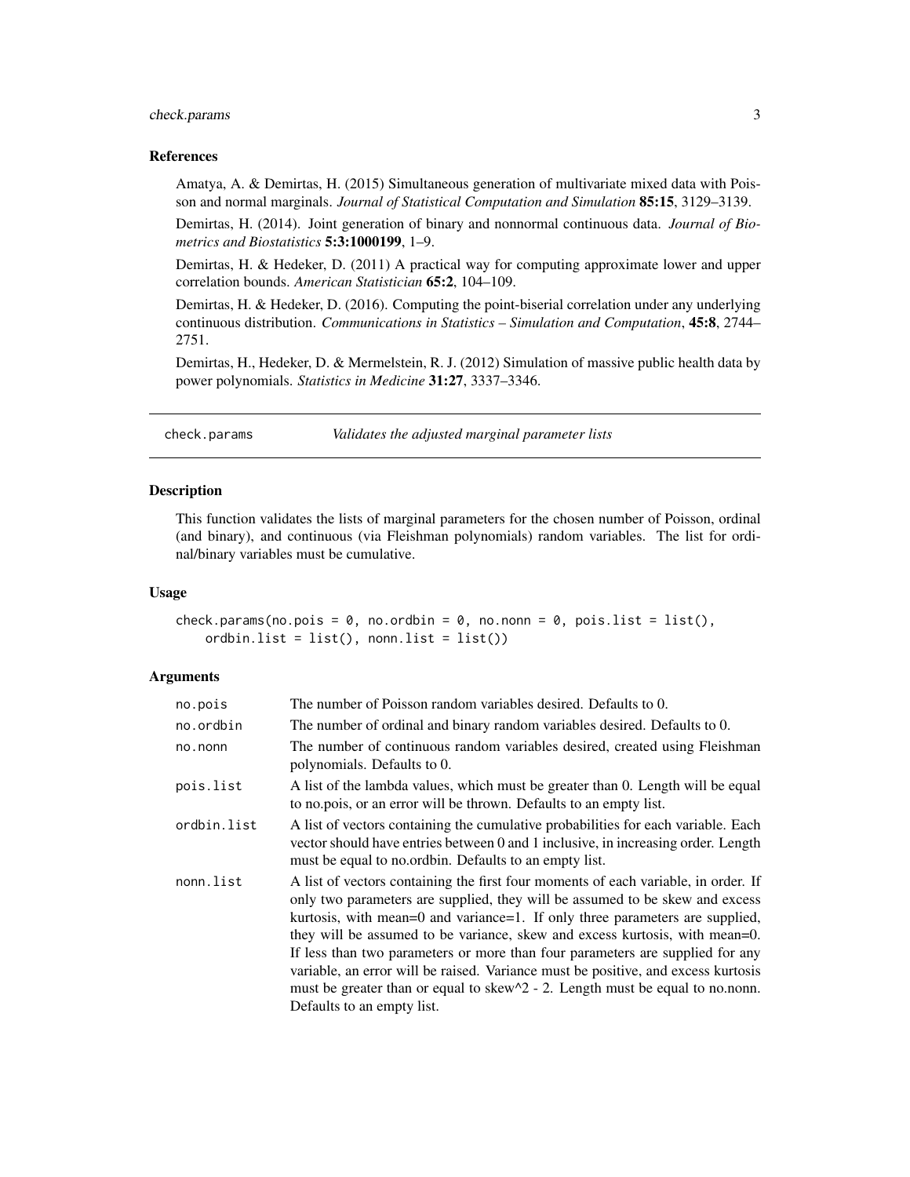### References

Amatya, A. & Demirtas, H. (2015) Simultaneous generation of multivariate mixed data with Poisson and normal marginals. *Journal of Statistical Computation and Simulation* **85:15**, 3129–3139.

Demirtas, H. (2014). Joint generation of binary and nonnormal continuous data. *Journal of Biometrics and Biostatistics* **5:3:1000199**, 1–9.

Demirtas, H. & Hedeker, D. (2011) A practical way for computing approximate lower and upper correlation bounds. *American Statistician* **65:2**, 104–109.

Demirtas, H. & Hedeker, D. (2016). Computing the point-biserial correlation under any underlying continuous distribution. *Communications in Statistics – Simulation and Computation*, **45:8**, 2744–2751.

Demirtas, H., Hedeker, D. & Mermelstein, R. J. (2012) Simulation of massive public health data by power polynomials. *Statistics in Medicine* **31:27**, 3337–3346.

---

## check.params — *Validates the adjusted marginal parameter lists*

### Description

This function validates the lists of marginal parameters for the chosen number of Poisson, ordinal (and binary), and continuous (via Fleishman polynomials) random variables. The list for ordinal/binary variables must be cumulative.

### Usage

```
check.params(no.pois = 0, no.ordbin = 0, no.nonn = 0, pois.list = list(),
    ordbin.list = list(), nonn.list = list())
```

### Arguments

| | |
|---|---|
| no.pois | The number of Poisson random variables desired. Defaults to 0. |
| no.ordbin | The number of ordinal and binary random variables desired. Defaults to 0. |
| no.nonn | The number of continuous random variables desired, created using Fleishman polynomials. Defaults to 0. |
| pois.list | A list of the lambda values, which must be greater than 0. Length will be equal to no.pois, or an error will be thrown. Defaults to an empty list. |
| ordbin.list | A list of vectors containing the cumulative probabilities for each variable. Each vector should have entries between 0 and 1 inclusive, in increasing order. Length must be equal to no.ordbin. Defaults to an empty list. |
| nonn.list | A list of vectors containing the first four moments of each variable, in order. If only two parameters are supplied, they will be assumed to be skew and excess kurtosis, with mean=0 and variance=1. If only three parameters are supplied, they will be assumed to be variance, skew and excess kurtosis, with mean=0. If less than two parameters or more than four parameters are supplied for any variable, an error will be raised. Variance must be positive, and excess kurtosis must be greater than or equal to skew^2 - 2. Length must be equal to no.nonn. Defaults to an empty list. |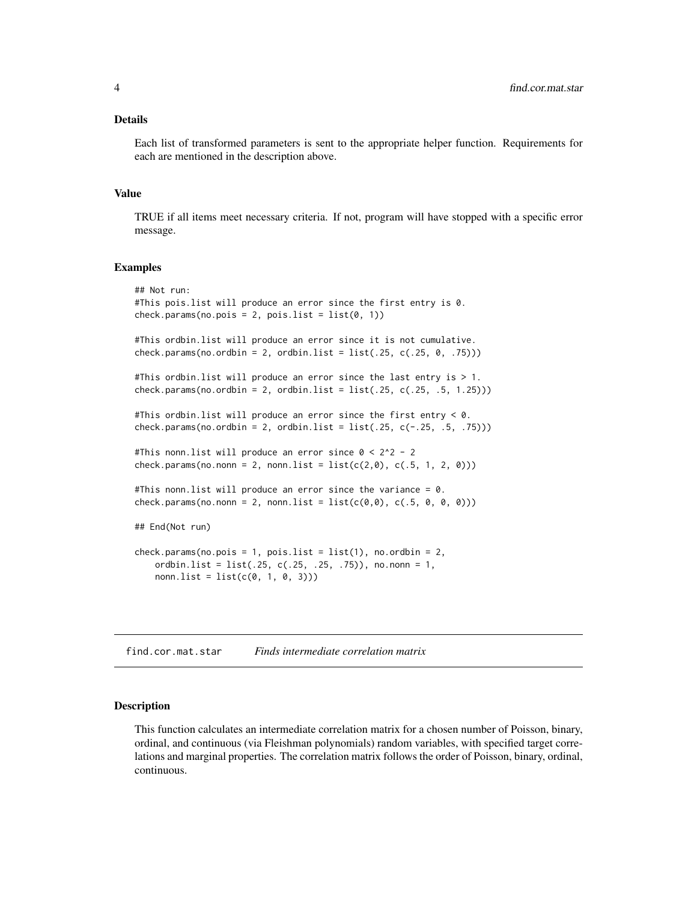### Details

Each list of transformed parameters is sent to the appropriate helper function. Requirements for each are mentioned in the description above.

### Value

TRUE if all items meet necessary criteria. If not, program will have stopped with a specific error message.

### Examples

```
## Not run:
#This pois.list will produce an error since the first entry is 0.
check.params(no.pois = 2, pois.list = list(0, 1))

#This ordbin.list will produce an error since it is not cumulative.
check.params(no.ordbin = 2, ordbin.list = list(.25, c(.25, 0, .75)))

#This ordbin.list will produce an error since the last entry is > 1.
check.params(no.ordbin = 2, ordbin.list = list(.25, c(.25, .5, 1.25)))

#This ordbin.list will produce an error since the first entry < 0.
check.params(no.ordbin = 2, ordbin.list = list(.25, c(-.25, .5, .75)))

#This nonn.list will produce an error since 0 < 2^2 - 2
check.params(no.nonn = 2, nonn.list = list(c(2,0), c(.5, 1, 2, 0)))

#This nonn.list will produce an error since the variance = 0.
check.params(no.nonn = 2, nonn.list = list(c(0,0), c(.5, 0, 0, 0)))

## End(Not run)

check.params(no.pois = 1, pois.list = list(1), no.ordbin = 2,
    ordbin.list = list(.25, c(.25, .25, .75)), no.nonn = 1,
    nonn.list = list(c(0, 1, 0, 3)))
```

---

## find.cor.mat.star *Finds intermediate correlation matrix*

### Description

This function calculates an intermediate correlation matrix for a chosen number of Poisson, binary, ordinal, and continuous (via Fleishman polynomials) random variables, with specified target correlations and marginal properties. The correlation matrix follows the order of Poisson, binary, ordinal, continuous.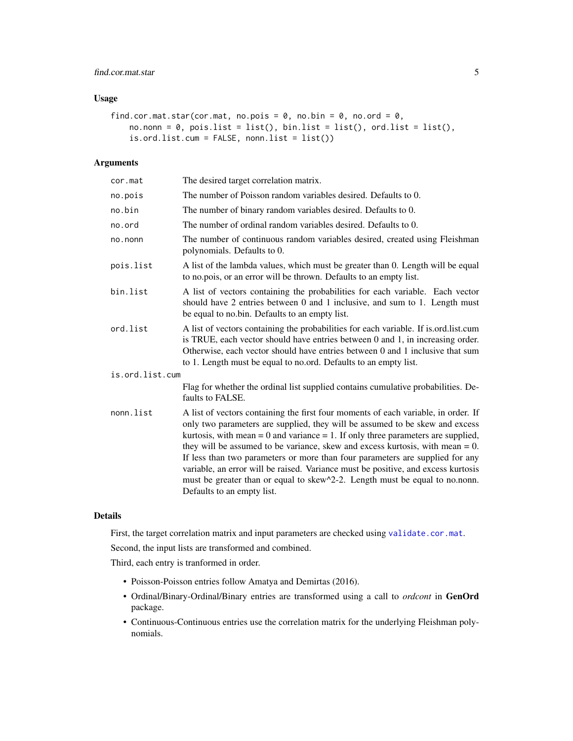## Usage

```
find.cor.mat.star(cor.mat, no.pois = 0, no.bin = 0, no.ord = 0,
    no.nonn = 0, pois.list = list(), bin.list = list(), ord.list = list(),
    is.ord.list.cum = FALSE, nonn.list = list())
```

## Arguments

| | |
|---|---|
| cor.mat | The desired target correlation matrix. |
| no.pois | The number of Poisson random variables desired. Defaults to 0. |
| no.bin | The number of binary random variables desired. Defaults to 0. |
| no.ord | The number of ordinal random variables desired. Defaults to 0. |
| no.nonn | The number of continuous random variables desired, created using Fleishman polynomials. Defaults to 0. |
| pois.list | A list of the lambda values, which must be greater than 0. Length will be equal to no.pois, or an error will be thrown. Defaults to an empty list. |
| bin.list | A list of vectors containing the probabilities for each variable. Each vector should have 2 entries between 0 and 1 inclusive, and sum to 1. Length must be equal to no.bin. Defaults to an empty list. |
| ord.list | A list of vectors containing the probabilities for each variable. If is.ord.list.cum is TRUE, each vector should have entries between 0 and 1, in increasing order. Otherwise, each vector should have entries between 0 and 1 inclusive that sum to 1. Length must be equal to no.ord. Defaults to an empty list. |
| is.ord.list.cum | Flag for whether the ordinal list supplied contains cumulative probabilities. Defaults to FALSE. |
| nonn.list | A list of vectors containing the first four moments of each variable, in order. If only two parameters are supplied, they will be assumed to be skew and excess kurtosis, with mean = 0 and variance = 1. If only three parameters are supplied, they will be assumed to be variance, skew and excess kurtosis, with mean = 0. If less than two parameters or more than four parameters are supplied for any variable, an error will be raised. Variance must be positive, and excess kurtosis must be greater than or equal to skew^2-2. Length must be equal to no.nonn. Defaults to an empty list. |

## Details

First, the target correlation matrix and input parameters are checked using validate.cor.mat.

Second, the input lists are transformed and combined.

Third, each entry is tranformed in order.

- Poisson-Poisson entries follow Amatya and Demirtas (2016).
- Ordinal/Binary-Ordinal/Binary entries are transformed using a call to *ordcont* in **GenOrd** package.
- Continuous-Continuous entries use the correlation matrix for the underlying Fleishman polynomials.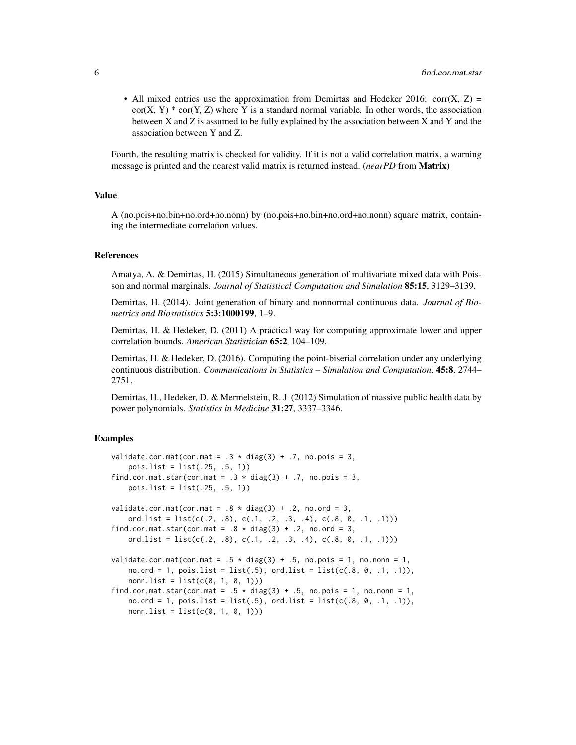- All mixed entries use the approximation from Demirtas and Hedeker 2016: corr(X, Z) = cor(X, Y) * cor(Y, Z) where Y is a standard normal variable. In other words, the association between X and Z is assumed to be fully explained by the association between X and Y and the association between Y and Z.

Fourth, the resulting matrix is checked for validity. If it is not a valid correlation matrix, a warning message is printed and the nearest valid matrix is returned instead. (*nearPD* from **Matrix**)

### Value

A (no.pois+no.bin+no.ord+no.nonn) by (no.pois+no.bin+no.ord+no.nonn) square matrix, containing the intermediate correlation values.

### References

Amatya, A. & Demirtas, H. (2015) Simultaneous generation of multivariate mixed data with Poisson and normal marginals. *Journal of Statistical Computation and Simulation* **85:15**, 3129–3139.

Demirtas, H. (2014). Joint generation of binary and nonnormal continuous data. *Journal of Biometrics and Biostatistics* **5:3:1000199**, 1–9.

Demirtas, H. & Hedeker, D. (2011) A practical way for computing approximate lower and upper correlation bounds. *American Statistician* **65:2**, 104–109.

Demirtas, H. & Hedeker, D. (2016). Computing the point-biserial correlation under any underlying continuous distribution. *Communications in Statistics – Simulation and Computation*, **45:8**, 2744–2751.

Demirtas, H., Hedeker, D. & Mermelstein, R. J. (2012) Simulation of massive public health data by power polynomials. *Statistics in Medicine* **31:27**, 3337–3346.

### Examples

```
validate.cor.mat(cor.mat = .3 * diag(3) + .7, no.pois = 3,
    pois.list = list(.25, .5, 1))
find.cor.mat.star(cor.mat = .3 * diag(3) + .7, no.pois = 3,
    pois.list = list(.25, .5, 1))

validate.cor.mat(cor.mat = .8 * diag(3) + .2, no.ord = 3,
    ord.list = list(c(.2, .8), c(.1, .2, .3, .4), c(.8, 0, .1, .1)))
find.cor.mat.star(cor.mat = .8 * diag(3) + .2, no.ord = 3,
    ord.list = list(c(.2, .8), c(.1, .2, .3, .4), c(.8, 0, .1, .1)))

validate.cor.mat(cor.mat = .5 * diag(3) + .5, no.pois = 1, no.nonn = 1,
    no.ord = 1, pois.list = list(.5), ord.list = list(c(.8, 0, .1, .1)),
    nonn.list = list(c(0, 1, 0, 1)))
find.cor.mat.star(cor.mat = .5 * diag(3) + .5, no.pois = 1, no.nonn = 1,
    no.ord = 1, pois.list = list(.5), ord.list = list(c(.8, 0, .1, .1)),
    nonn.list = list(c(0, 1, 0, 1)))
```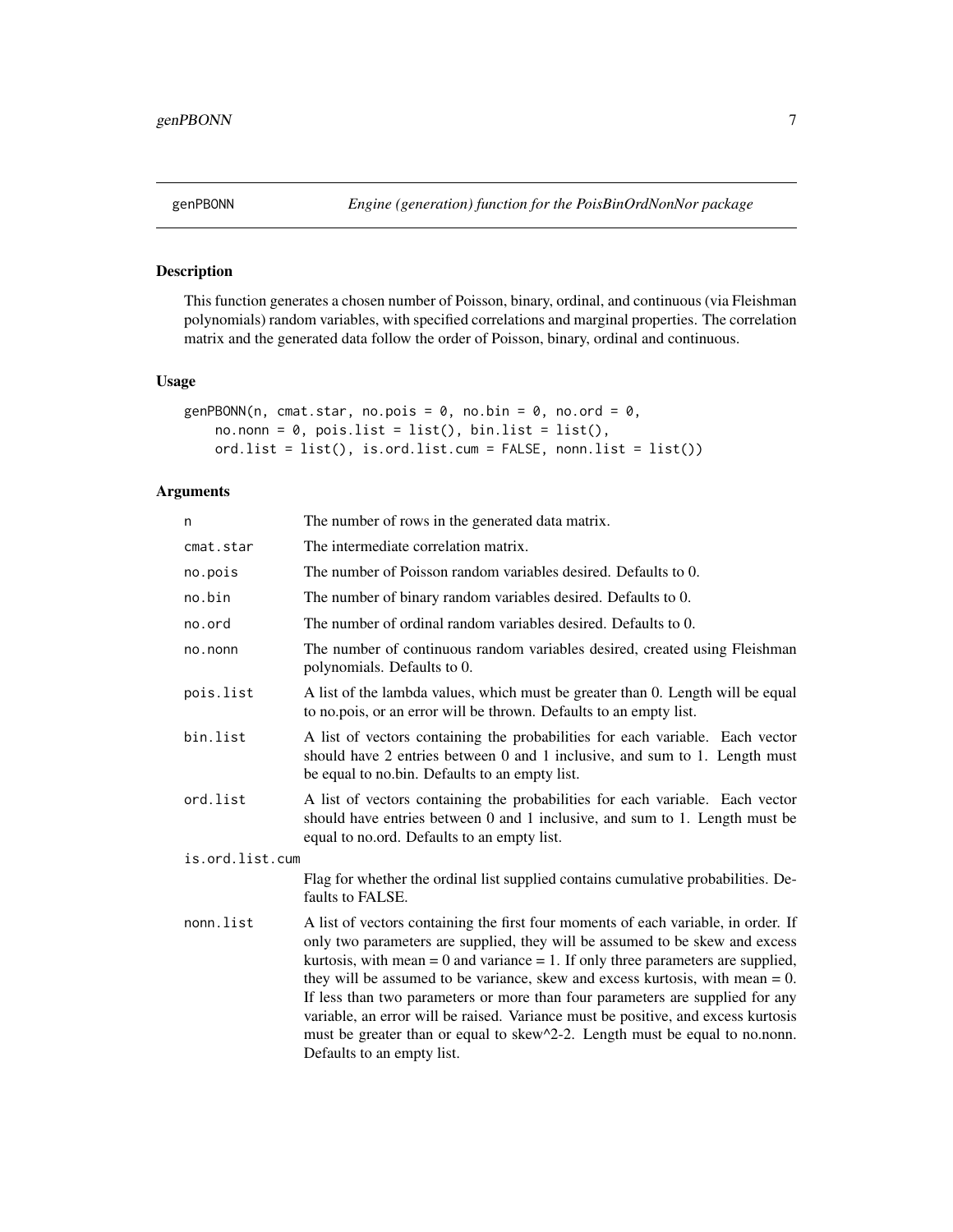## genPBONN *Engine (generation) function for the PoisBinOrdNonNor package*

### Description

This function generates a chosen number of Poisson, binary, ordinal, and continuous (via Fleishman polynomials) random variables, with specified correlations and marginal properties. The correlation matrix and the generated data follow the order of Poisson, binary, ordinal and continuous.

### Usage

```
genPBONN(n, cmat.star, no.pois = 0, no.bin = 0, no.ord = 0,
    no.nonn = 0, pois.list = list(), bin.list = list(),
    ord.list = list(), is.ord.list.cum = FALSE, nonn.list = list())
```

### Arguments

| Argument | Description |
|---|---|
| `n` | The number of rows in the generated data matrix. |
| `cmat.star` | The intermediate correlation matrix. |
| `no.pois` | The number of Poisson random variables desired. Defaults to 0. |
| `no.bin` | The number of binary random variables desired. Defaults to 0. |
| `no.ord` | The number of ordinal random variables desired. Defaults to 0. |
| `no.nonn` | The number of continuous random variables desired, created using Fleishman polynomials. Defaults to 0. |
| `pois.list` | A list of the lambda values, which must be greater than 0. Length will be equal to no.pois, or an error will be thrown. Defaults to an empty list. |
| `bin.list` | A list of vectors containing the probabilities for each variable. Each vector should have 2 entries between 0 and 1 inclusive, and sum to 1. Length must be equal to no.bin. Defaults to an empty list. |
| `ord.list` | A list of vectors containing the probabilities for each variable. Each vector should have entries between 0 and 1 inclusive, and sum to 1. Length must be equal to no.ord. Defaults to an empty list. |
| `is.ord.list.cum` | Flag for whether the ordinal list supplied contains cumulative probabilities. Defaults to FALSE. |
| `nonn.list` | A list of vectors containing the first four moments of each variable, in order. If only two parameters are supplied, they will be assumed to be skew and excess kurtosis, with mean = 0 and variance = 1. If only three parameters are supplied, they will be assumed to be variance, skew and excess kurtosis, with mean = 0. If less than two parameters or more than four parameters are supplied for any variable, an error will be raised. Variance must be positive, and excess kurtosis must be greater than or equal to skew^2-2. Length must be equal to no.nonn. Defaults to an empty list. |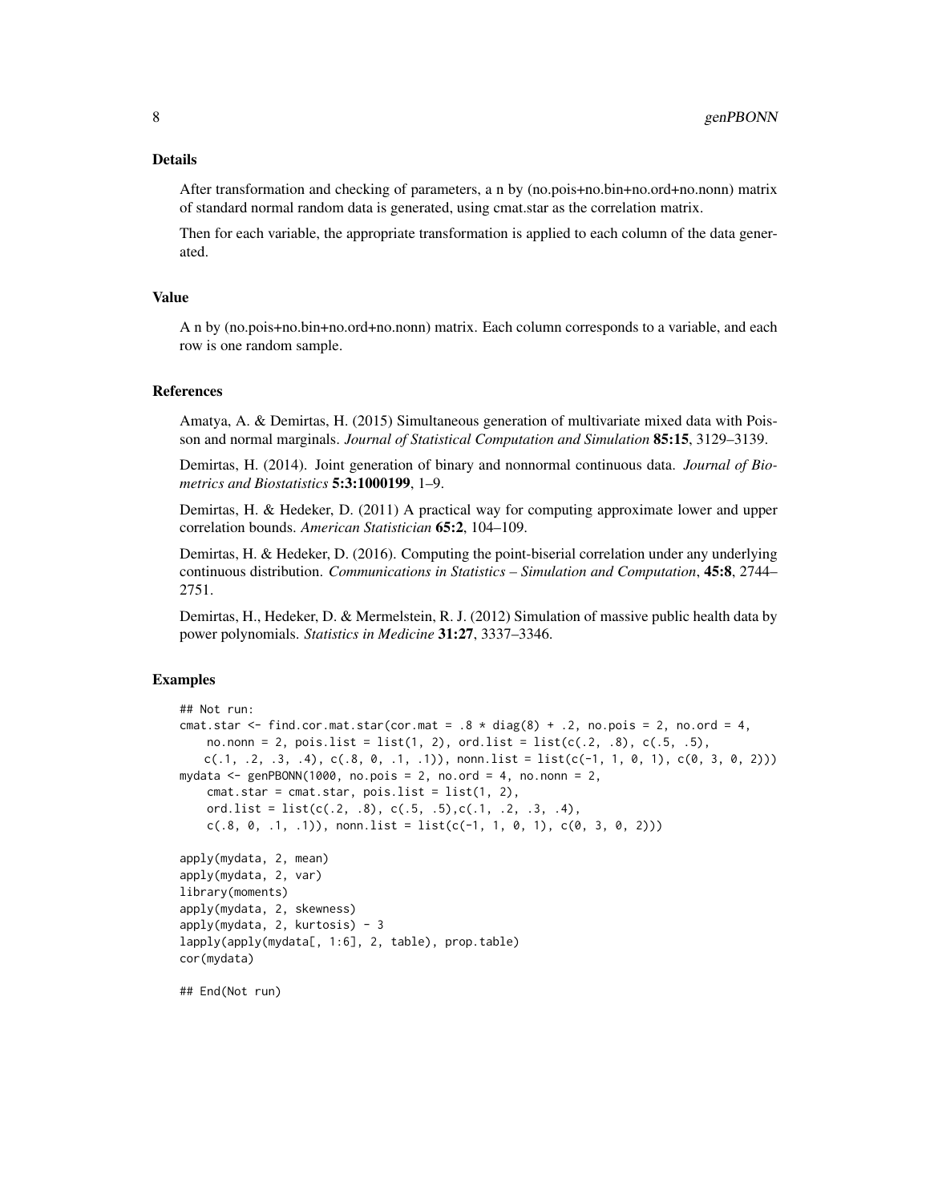### Details

After transformation and checking of parameters, a n by (no.pois+no.bin+no.ord+no.nonn) matrix of standard normal random data is generated, using cmat.star as the correlation matrix.

Then for each variable, the appropriate transformation is applied to each column of the data generated.

### Value

A n by (no.pois+no.bin+no.ord+no.nonn) matrix. Each column corresponds to a variable, and each row is one random sample.

### References

Amatya, A. & Demirtas, H. (2015) Simultaneous generation of multivariate mixed data with Poisson and normal marginals. *Journal of Statistical Computation and Simulation* **85:15**, 3129–3139.

Demirtas, H. (2014). Joint generation of binary and nonnormal continuous data. *Journal of Biometrics and Biostatistics* **5:3:1000199**, 1–9.

Demirtas, H. & Hedeker, D. (2011) A practical way for computing approximate lower and upper correlation bounds. *American Statistician* **65:2**, 104–109.

Demirtas, H. & Hedeker, D. (2016). Computing the point-biserial correlation under any underlying continuous distribution. *Communications in Statistics – Simulation and Computation*, **45:8**, 2744–2751.

Demirtas, H., Hedeker, D. & Mermelstein, R. J. (2012) Simulation of massive public health data by power polynomials. *Statistics in Medicine* **31:27**, 3337–3346.

### Examples

```
## Not run:
cmat.star <- find.cor.mat.star(cor.mat = .8 * diag(8) + .2, no.pois = 2, no.ord = 4,
    no.nonn = 2, pois.list = list(1, 2), ord.list = list(c(.2, .8), c(.5, .5),
   c(.1, .2, .3, .4), c(.8, 0, .1, .1)), nonn.list = list(c(-1, 1, 0, 1), c(0, 3, 0, 2)))
mydata <- genPBONN(1000, no.pois = 2, no.ord = 4, no.nonn = 2,
    cmat.star = cmat.star, pois.list = list(1, 2),
    ord.list = list(c(.2, .8), c(.5, .5),c(.1, .2, .3, .4),
    c(.8, 0, .1, .1)), nonn.list = list(c(-1, 1, 0, 1), c(0, 3, 0, 2)))

apply(mydata, 2, mean)
apply(mydata, 2, var)
library(moments)
apply(mydata, 2, skewness)
apply(mydata, 2, kurtosis) - 3
lapply(apply(mydata[, 1:6], 2, table), prop.table)
cor(mydata)

## End(Not run)
```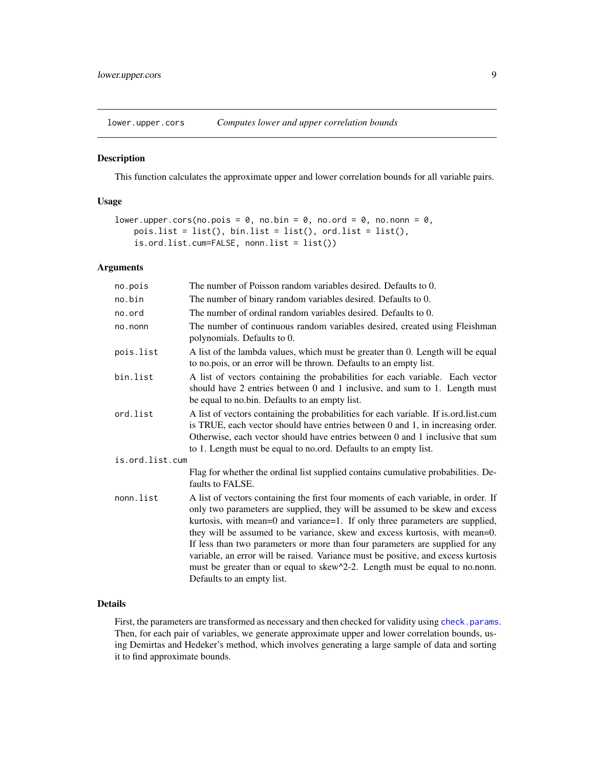## lower.upper.cors — *Computes lower and upper correlation bounds*

### Description

This function calculates the approximate upper and lower correlation bounds for all variable pairs.

### Usage

```
lower.upper.cors(no.pois = 0, no.bin = 0, no.ord = 0, no.nonn = 0,
    pois.list = list(), bin.list = list(), ord.list = list(),
    is.ord.list.cum=FALSE, nonn.list = list())
```

### Arguments

| Argument | Description |
|---|---|
| no.pois | The number of Poisson random variables desired. Defaults to 0. |
| no.bin | The number of binary random variables desired. Defaults to 0. |
| no.ord | The number of ordinal random variables desired. Defaults to 0. |
| no.nonn | The number of continuous random variables desired, created using Fleishman polynomials. Defaults to 0. |
| pois.list | A list of the lambda values, which must be greater than 0. Length will be equal to no.pois, or an error will be thrown. Defaults to an empty list. |
| bin.list | A list of vectors containing the probabilities for each variable. Each vector should have 2 entries between 0 and 1 inclusive, and sum to 1. Length must be equal to no.bin. Defaults to an empty list. |
| ord.list | A list of vectors containing the probabilities for each variable. If is.ord.list.cum is TRUE, each vector should have entries between 0 and 1, in increasing order. Otherwise, each vector should have entries between 0 and 1 inclusive that sum to 1. Length must be equal to no.ord. Defaults to an empty list. |
| is.ord.list.cum | Flag for whether the ordinal list supplied contains cumulative probabilities. Defaults to FALSE. |
| nonn.list | A list of vectors containing the first four moments of each variable, in order. If only two parameters are supplied, they will be assumed to be skew and excess kurtosis, with mean=0 and variance=1. If only three parameters are supplied, they will be assumed to be variance, skew and excess kurtosis, with mean=0. If less than two parameters or more than four parameters are supplied for any variable, an error will be raised. Variance must be positive, and excess kurtosis must be greater than or equal to skew^2-2. Length must be equal to no.nonn. Defaults to an empty list. |

### Details

First, the parameters are transformed as necessary and then checked for validity using `check.params`. Then, for each pair of variables, we generate approximate upper and lower correlation bounds, using Demirtas and Hedeker's method, which involves generating a large sample of data and sorting it to find approximate bounds.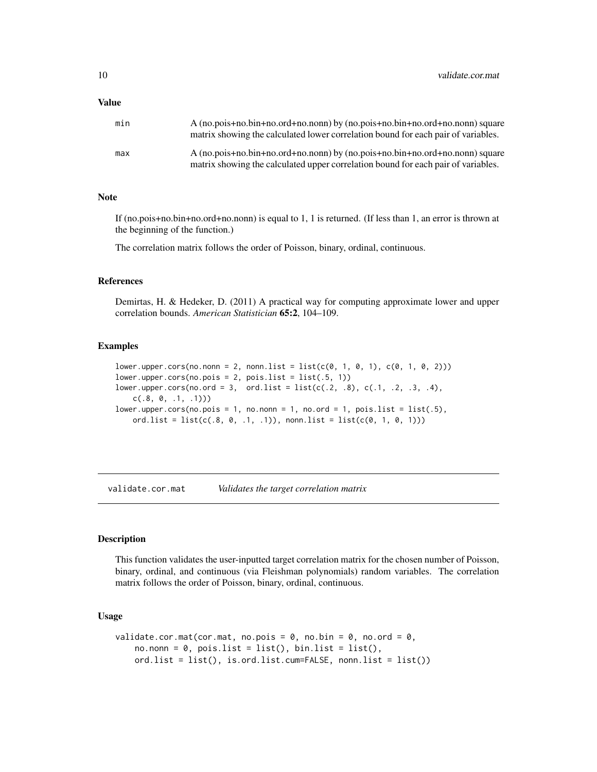### Value

| | |
|---|---|
| min | A (no.pois+no.bin+no.ord+no.nonn) by (no.pois+no.bin+no.ord+no.nonn) square matrix showing the calculated lower correlation bound for each pair of variables. |
| max | A (no.pois+no.bin+no.ord+no.nonn) by (no.pois+no.bin+no.ord+no.nonn) square matrix showing the calculated upper correlation bound for each pair of variables. |

### Note

If (no.pois+no.bin+no.ord+no.nonn) is equal to 1, 1 is returned. (If less than 1, an error is thrown at the beginning of the function.)

The correlation matrix follows the order of Poisson, binary, ordinal, continuous.

### References

Demirtas, H. & Hedeker, D. (2011) A practical way for computing approximate lower and upper correlation bounds. *American Statistician* **65:2**, 104–109.

### Examples

```
lower.upper.cors(no.nonn = 2, nonn.list = list(c(0, 1, 0, 1), c(0, 1, 0, 2)))
lower.upper.cors(no.pois = 2, pois.list = list(.5, 1))
lower.upper.cors(no.ord = 3,  ord.list = list(c(.2, .8), c(.1, .2, .3, .4),
    c(.8, 0, .1, .1)))
lower.upper.cors(no.pois = 1, no.nonn = 1, no.ord = 1, pois.list = list(.5),
    ord.list = list(c(.8, 0, .1, .1)), nonn.list = list(c(0, 1, 0, 1)))
```

## validate.cor.mat — *Validates the target correlation matrix*

### Description

This function validates the user-inputted target correlation matrix for the chosen number of Poisson, binary, ordinal, and continuous (via Fleishman polynomials) random variables. The correlation matrix follows the order of Poisson, binary, ordinal, continuous.

### Usage

```
validate.cor.mat(cor.mat, no.pois = 0, no.bin = 0, no.ord = 0,
    no.nonn = 0, pois.list = list(), bin.list = list(),
    ord.list = list(), is.ord.list.cum=FALSE, nonn.list = list())
```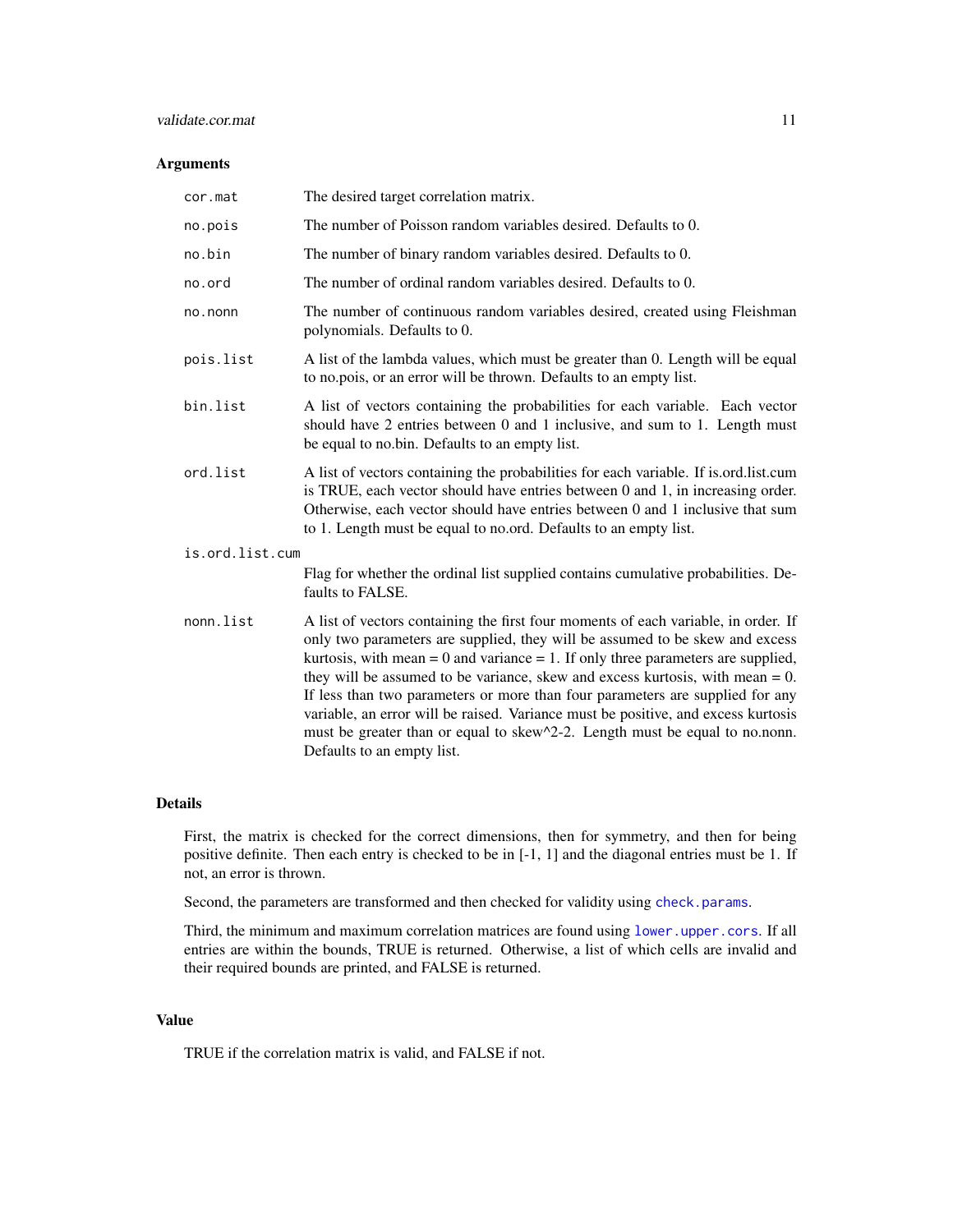### Arguments

| | |
|---|---|
| `cor.mat` | The desired target correlation matrix. |
| `no.pois` | The number of Poisson random variables desired. Defaults to 0. |
| `no.bin` | The number of binary random variables desired. Defaults to 0. |
| `no.ord` | The number of ordinal random variables desired. Defaults to 0. |
| `no.nonn` | The number of continuous random variables desired, created using Fleishman polynomials. Defaults to 0. |
| `pois.list` | A list of the lambda values, which must be greater than 0. Length will be equal to no.pois, or an error will be thrown. Defaults to an empty list. |
| `bin.list` | A list of vectors containing the probabilities for each variable. Each vector should have 2 entries between 0 and 1 inclusive, and sum to 1. Length must be equal to no.bin. Defaults to an empty list. |
| `ord.list` | A list of vectors containing the probabilities for each variable. If is.ord.list.cum is TRUE, each vector should have entries between 0 and 1, in increasing order. Otherwise, each vector should have entries between 0 and 1 inclusive that sum to 1. Length must be equal to no.ord. Defaults to an empty list. |
| `is.ord.list.cum` | Flag for whether the ordinal list supplied contains cumulative probabilities. Defaults to FALSE. |
| `nonn.list` | A list of vectors containing the first four moments of each variable, in order. If only two parameters are supplied, they will be assumed to be skew and excess kurtosis, with mean = 0 and variance = 1. If only three parameters are supplied, they will be assumed to be variance, skew and excess kurtosis, with mean = 0. If less than two parameters or more than four parameters are supplied for any variable, an error will be raised. Variance must be positive, and excess kurtosis must be greater than or equal to skew^2-2. Length must be equal to no.nonn. Defaults to an empty list. |

### Details

First, the matrix is checked for the correct dimensions, then for symmetry, and then for being positive definite. Then each entry is checked to be in [-1, 1] and the diagonal entries must be 1. If not, an error is thrown.

Second, the parameters are transformed and then checked for validity using `check.params`.

Third, the minimum and maximum correlation matrices are found using `lower.upper.cors`. If all entries are within the bounds, TRUE is returned. Otherwise, a list of which cells are invalid and their required bounds are printed, and FALSE is returned.

### Value

TRUE if the correlation matrix is valid, and FALSE if not.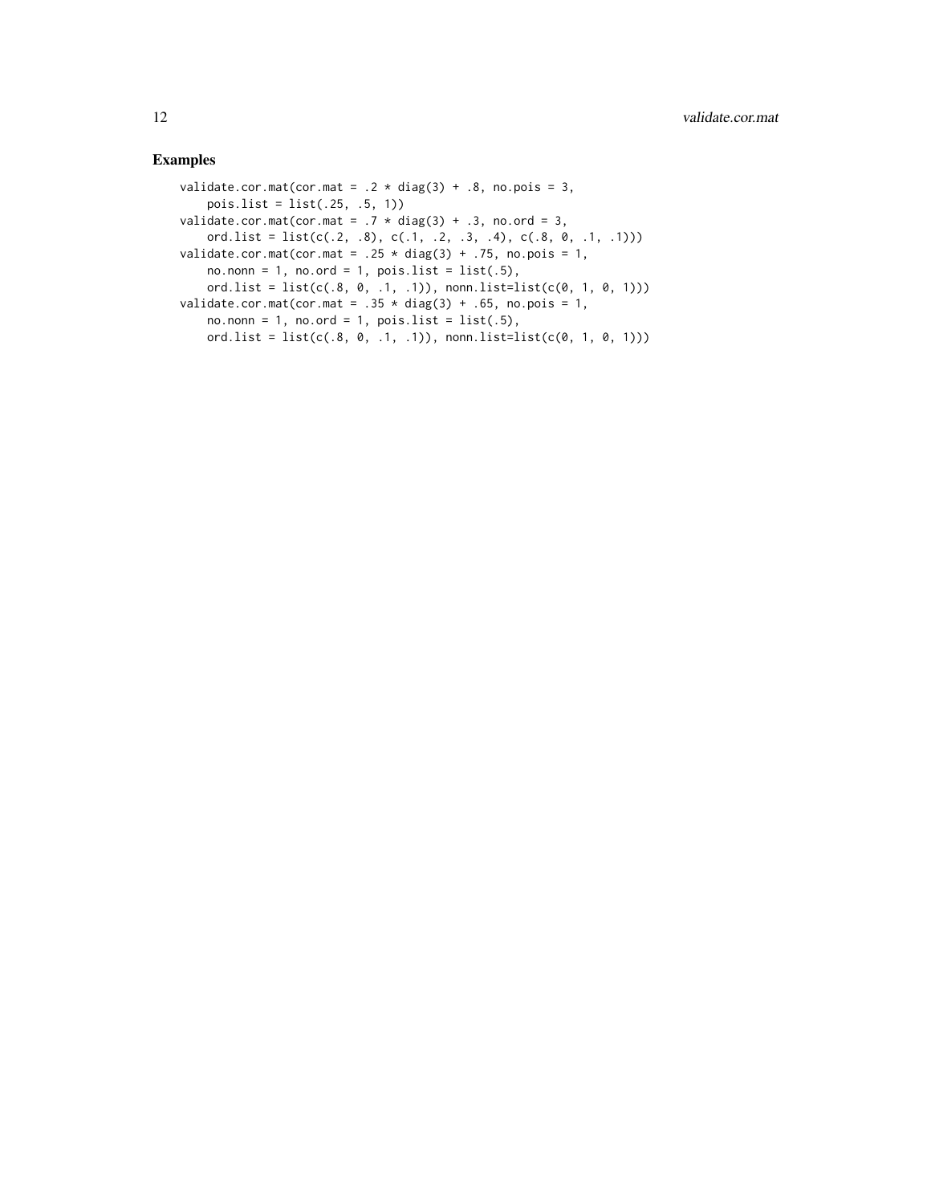## Examples

```
validate.cor.mat(cor.mat = .2 * diag(3) + .8, no.pois = 3,
    pois.list = list(.25, .5, 1))
validate.cor.mat(cor.mat = .7 * diag(3) + .3, no.ord = 3,
    ord.list = list(c(.2, .8), c(.1, .2, .3, .4), c(.8, 0, .1, .1)))
validate.cor.mat(cor.mat = .25 * diag(3) + .75, no.pois = 1,
    no.nonn = 1, no.ord = 1, pois.list = list(.5),
    ord.list = list(c(.8, 0, .1, .1)), nonn.list=list(c(0, 1, 0, 1)))
validate.cor.mat(cor.mat = .35 * diag(3) + .65, no.pois = 1,
    no.nonn = 1, no.ord = 1, pois.list = list(.5),
    ord.list = list(c(.8, 0, .1, .1)), nonn.list=list(c(0, 1, 0, 1)))
```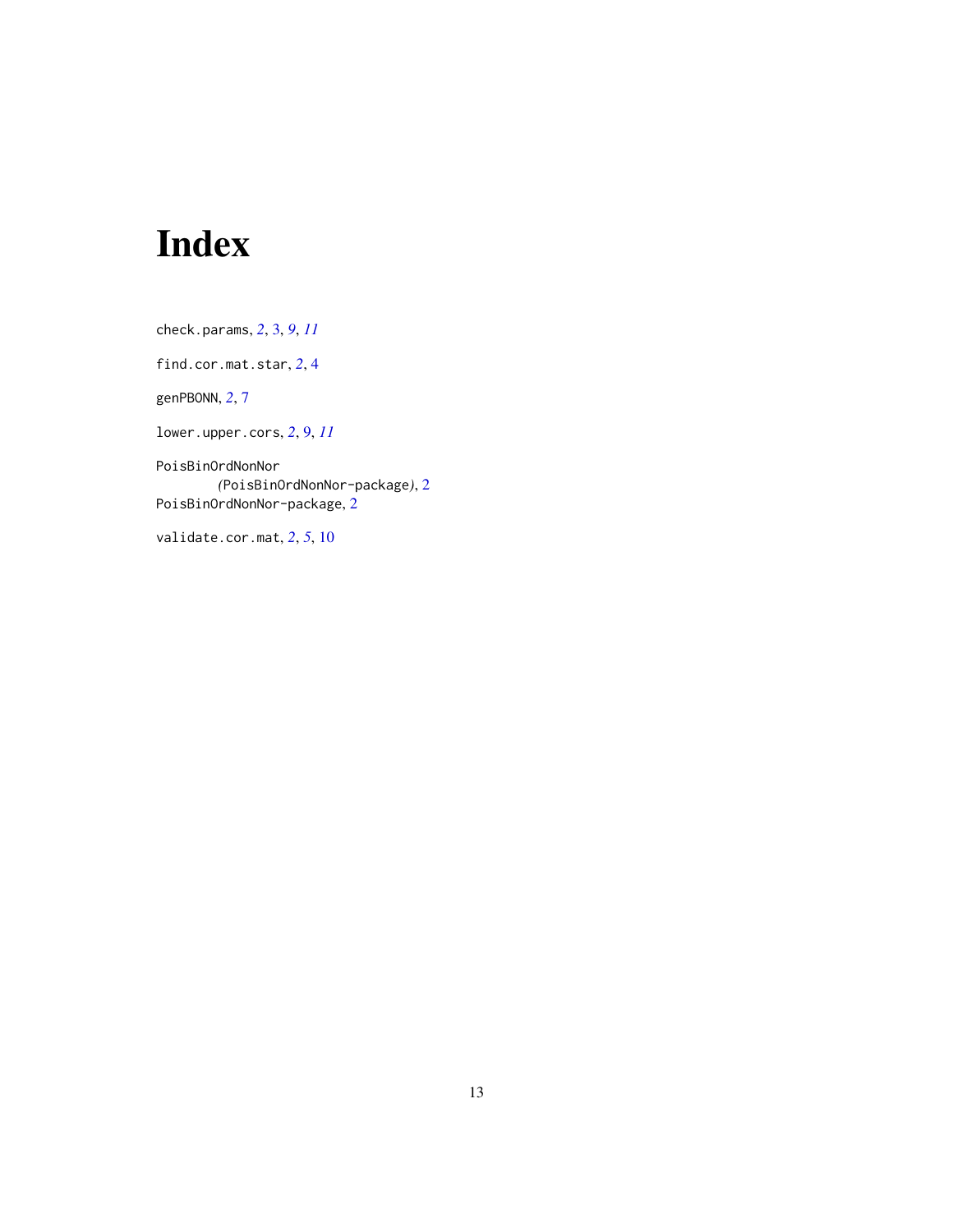# Index

check.params, *2*, 3, *9*, *11*

find.cor.mat.star, *2*, 4

genPBONN, *2*, 7

lower.upper.cors, *2*, 9, *11*

PoisBinOrdNonNor
        *(*PoisBinOrdNonNor-package*)*, 2
PoisBinOrdNonNor-package, 2

validate.cor.mat, *2*, *5*, 10